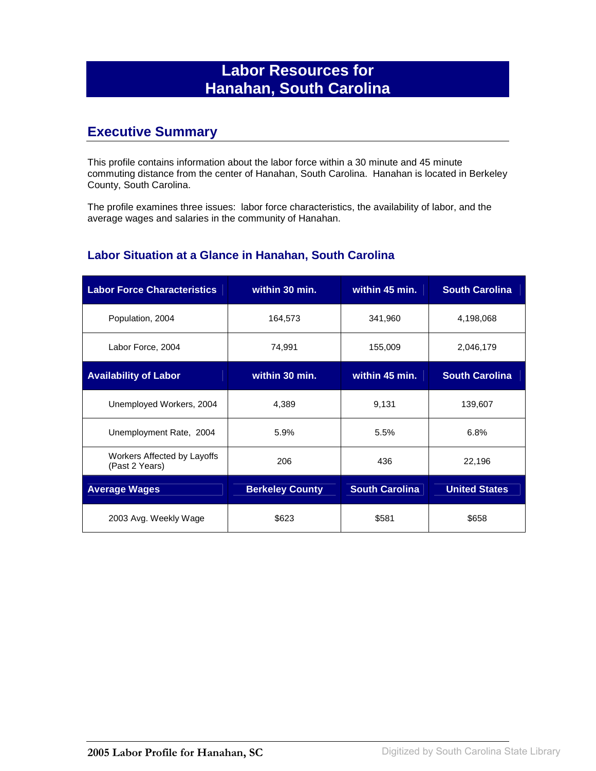# Labor Resources for Hanahan, South Carolina

## Executive Summary

This profile contains information about the labor force within a 30 minute and 45 minute commuting distance from the center of Hanahan, South Carolina. Hanahan is located in Berkeley County, South Carolina.

The profile examines three issues: labor force characteristics, the availability of labor, and the average wages and salaries in the community of Hanahan.

### Labor Situation at a Glance in Hanahan, South Carolina

| Labor Force Characteristics | within 30 min. | within 45 min. | South Carolina |
|---|---|---|---|
| Population, 2004 | 164,573 | 341,960 | 4,198,068 |
| Labor Force, 2004 | 74,991 | 155,009 | 2,046,179 |
| **Availability of Labor** | **within 30 min.** | **within 45 min.** | **South Carolina** |
| Unemployed Workers, 2004 | 4,389 | 9,131 | 139,607 |
| Unemployment Rate, 2004 | 5.9% | 5.5% | 6.8% |
| Workers Affected by Layoffs (Past 2 Years) | 206 | 436 | 22,196 |
| **Average Wages** | **Berkeley County** | **South Carolina** | **United States** |
| 2003 Avg. Weekly Wage | $623 | $581 | $658 |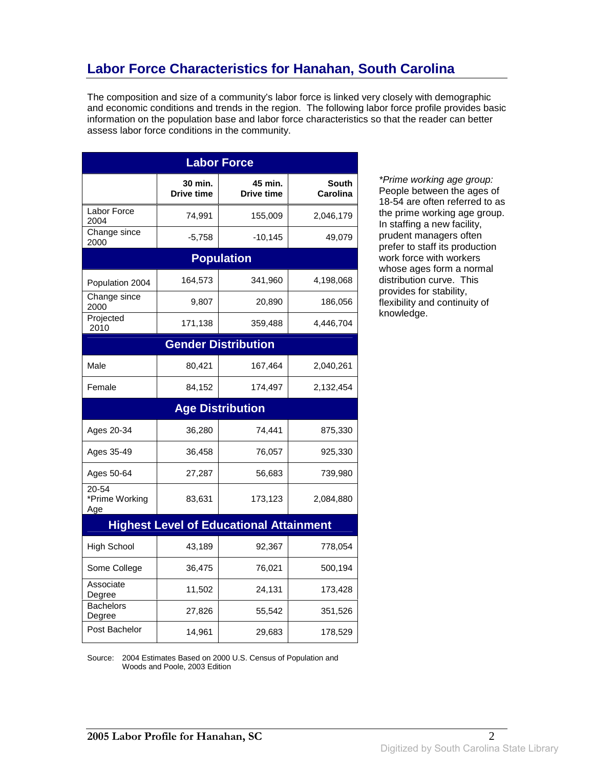# Labor Force Characteristics for Hanahan, South Carolina

The composition and size of a community's labor force is linked very closely with demographic and economic conditions and trends in the region. The following labor force profile provides basic information on the population base and labor force characteristics so that the reader can better assess labor force conditions in the community.

| Labor Force | | | |
|---|---|---|---|
| | 30 min. Drive time | 45 min. Drive time | South Carolina |
| Labor Force 2004 | 74,991 | 155,009 | 2,046,179 |
| Change since 2000 | -5,758 | -10,145 | 49,079 |
| **Population** | | | |
| Population 2004 | 164,573 | 341,960 | 4,198,068 |
| Change since 2000 | 9,807 | 20,890 | 186,056 |
| Projected 2010 | 171,138 | 359,488 | 4,446,704 |
| **Gender Distribution** | | | |
| Male | 80,421 | 167,464 | 2,040,261 |
| Female | 84,152 | 174,497 | 2,132,454 |
| **Age Distribution** | | | |
| Ages 20-34 | 36,280 | 74,441 | 875,330 |
| Ages 35-49 | 36,458 | 76,057 | 925,330 |
| Ages 50-64 | 27,287 | 56,683 | 739,980 |
| 20-54 *Prime Working Age | 83,631 | 173,123 | 2,084,880 |
| **Highest Level of Educational Attainment** | | | |
| High School | 43,189 | 92,367 | 778,054 |
| Some College | 36,475 | 76,021 | 500,194 |
| Associate Degree | 11,502 | 24,131 | 173,428 |
| Bachelors Degree | 27,826 | 55,542 | 351,526 |
| Post Bachelor | 14,961 | 29,683 | 178,529 |

*\*Prime working age group:* People between the ages of 18-54 are often referred to as the prime working age group. In staffing a new facility, prudent managers often prefer to staff its production work force with workers whose ages form a normal distribution curve. This provides for stability, flexibility and continuity of knowledge.

Source: 2004 Estimates Based on 2000 U.S. Census of Population and Woods and Poole, 2003 Edition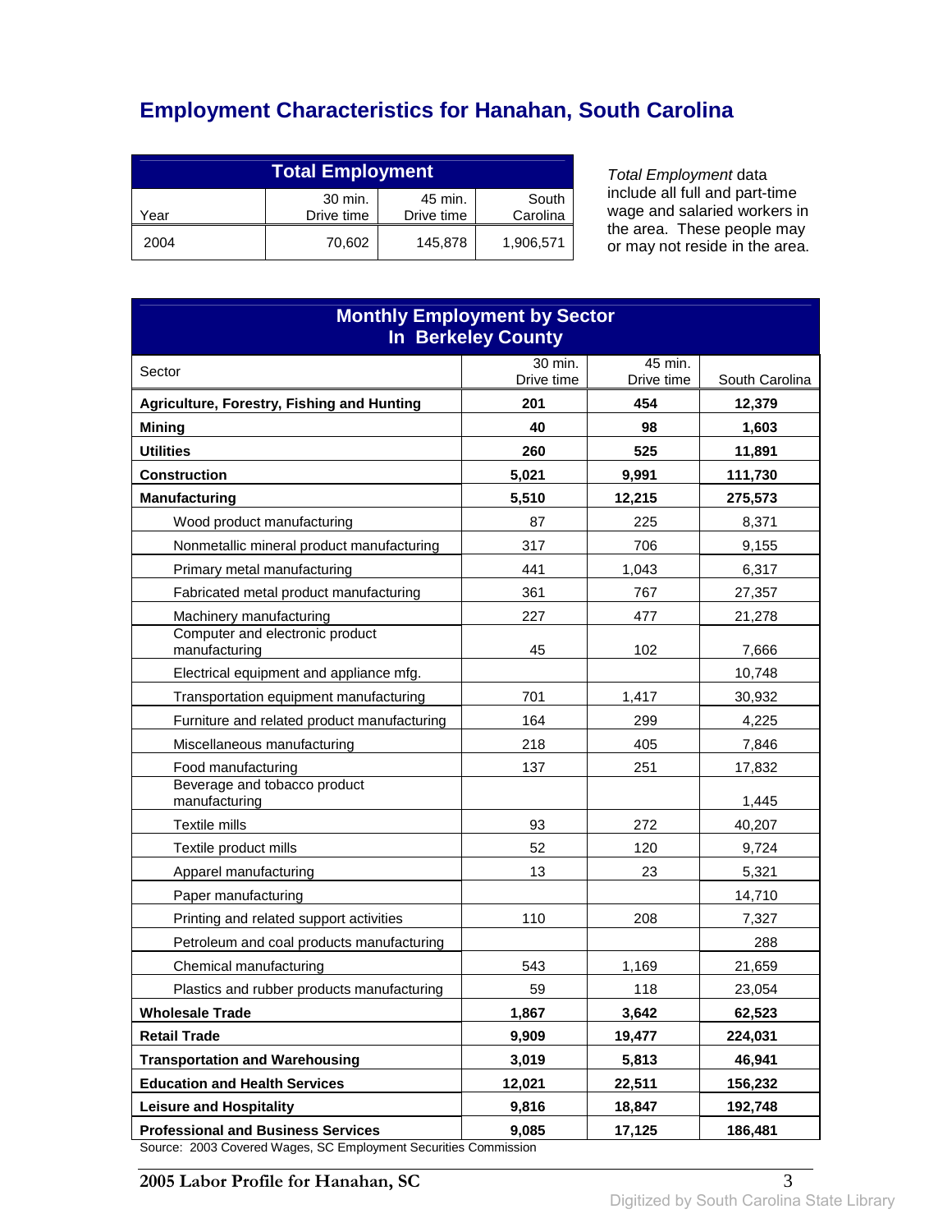# Employment Characteristics for Hanahan, South Carolina

| Total Employment | | | |
|---|---|---|---|
| Year | 30 min. Drive time | 45 min. Drive time | South Carolina |
| 2004 | 70,602 | 145,878 | 1,906,571 |

*Total Employment* data include all full and part-time wage and salaried workers in the area. These people may or may not reside in the area.

| Monthly Employment by Sector In Berkeley County | | | |
|---|---|---|---|
| Sector | 30 min. Drive time | 45 min. Drive time | South Carolina |
| **Agriculture, Forestry, Fishing and Hunting** | **201** | **454** | **12,379** |
| **Mining** | **40** | **98** | **1,603** |
| **Utilities** | **260** | **525** | **11,891** |
| **Construction** | **5,021** | **9,991** | **111,730** |
| **Manufacturing** | **5,510** | **12,215** | **275,573** |
| Wood product manufacturing | 87 | 225 | 8,371 |
| Nonmetallic mineral product manufacturing | 317 | 706 | 9,155 |
| Primary metal manufacturing | 441 | 1,043 | 6,317 |
| Fabricated metal product manufacturing | 361 | 767 | 27,357 |
| Machinery manufacturing | 227 | 477 | 21,278 |
| Computer and electronic product manufacturing | 45 | 102 | 7,666 |
| Electrical equipment and appliance mfg. | | | 10,748 |
| Transportation equipment manufacturing | 701 | 1,417 | 30,932 |
| Furniture and related product manufacturing | 164 | 299 | 4,225 |
| Miscellaneous manufacturing | 218 | 405 | 7,846 |
| Food manufacturing | 137 | 251 | 17,832 |
| Beverage and tobacco product manufacturing | | | 1,445 |
| Textile mills | 93 | 272 | 40,207 |
| Textile product mills | 52 | 120 | 9,724 |
| Apparel manufacturing | 13 | 23 | 5,321 |
| Paper manufacturing | | | 14,710 |
| Printing and related support activities | 110 | 208 | 7,327 |
| Petroleum and coal products manufacturing | | | 288 |
| Chemical manufacturing | 543 | 1,169 | 21,659 |
| Plastics and rubber products manufacturing | 59 | 118 | 23,054 |
| **Wholesale Trade** | **1,867** | **3,642** | **62,523** |
| **Retail Trade** | **9,909** | **19,477** | **224,031** |
| **Transportation and Warehousing** | **3,019** | **5,813** | **46,941** |
| **Education and Health Services** | **12,021** | **22,511** | **156,232** |
| **Leisure and Hospitality** | **9,816** | **18,847** | **192,748** |
| **Professional and Business Services** | **9,085** | **17,125** | **186,481** |

Source: 2003 Covered Wages, SC Employment Securities Commission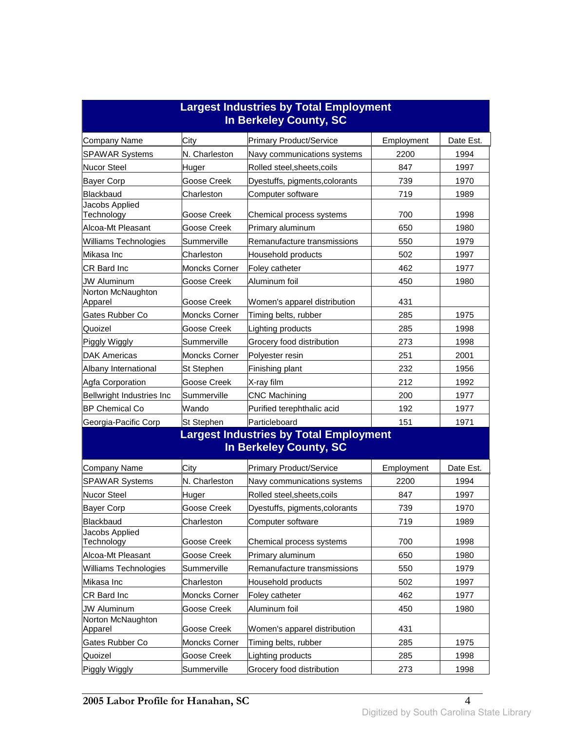## Largest Industries by Total Employment In Berkeley County, SC

| Company Name | City | Primary Product/Service | Employment | Date Est. |
|---|---|---|---|---|
| SPAWAR Systems | N. Charleston | Navy communications systems | 2200 | 1994 |
| Nucor Steel | Huger | Rolled steel,sheets,coils | 847 | 1997 |
| Bayer Corp | Goose Creek | Dyestuffs, pigments,colorants | 739 | 1970 |
| Blackbaud | Charleston | Computer software | 719 | 1989 |
| Jacobs Applied Technology | Goose Creek | Chemical process systems | 700 | 1998 |
| Alcoa-Mt Pleasant | Goose Creek | Primary aluminum | 650 | 1980 |
| Williams Technologies | Summerville | Remanufacture transmissions | 550 | 1979 |
| Mikasa Inc | Charleston | Household products | 502 | 1997 |
| CR Bard Inc | Moncks Corner | Foley catheter | 462 | 1977 |
| JW Aluminum | Goose Creek | Aluminum foil | 450 | 1980 |
| Norton McNaughton Apparel | Goose Creek | Women's apparel distribution | 431 | |
| Gates Rubber Co | Moncks Corner | Timing belts, rubber | 285 | 1975 |
| Quoizel | Goose Creek | Lighting products | 285 | 1998 |
| Piggly Wiggly | Summerville | Grocery food distribution | 273 | 1998 |
| DAK Americas | Moncks Corner | Polyester resin | 251 | 2001 |
| Albany International | St Stephen | Finishing plant | 232 | 1956 |
| Agfa Corporation | Goose Creek | X-ray film | 212 | 1992 |
| Bellwright Industries Inc | Summerville | CNC Machining | 200 | 1977 |
| BP Chemical Co | Wando | Purified terephthalic acid | 192 | 1977 |
| Georgia-Pacific Corp | St Stephen | Particleboard | 151 | 1971 |

## Largest Industries by Total Employment In Berkeley County, SC

| Company Name | City | Primary Product/Service | Employment | Date Est. |
|---|---|---|---|---|
| SPAWAR Systems | N. Charleston | Navy communications systems | 2200 | 1994 |
| Nucor Steel | Huger | Rolled steel,sheets,coils | 847 | 1997 |
| Bayer Corp | Goose Creek | Dyestuffs, pigments,colorants | 739 | 1970 |
| Blackbaud | Charleston | Computer software | 719 | 1989 |
| Jacobs Applied Technology | Goose Creek | Chemical process systems | 700 | 1998 |
| Alcoa-Mt Pleasant | Goose Creek | Primary aluminum | 650 | 1980 |
| Williams Technologies | Summerville | Remanufacture transmissions | 550 | 1979 |
| Mikasa Inc | Charleston | Household products | 502 | 1997 |
| CR Bard Inc | Moncks Corner | Foley catheter | 462 | 1977 |
| JW Aluminum | Goose Creek | Aluminum foil | 450 | 1980 |
| Norton McNaughton Apparel | Goose Creek | Women's apparel distribution | 431 | |
| Gates Rubber Co | Moncks Corner | Timing belts, rubber | 285 | 1975 |
| Quoizel | Goose Creek | Lighting products | 285 | 1998 |
| Piggly Wiggly | Summerville | Grocery food distribution | 273 | 1998 |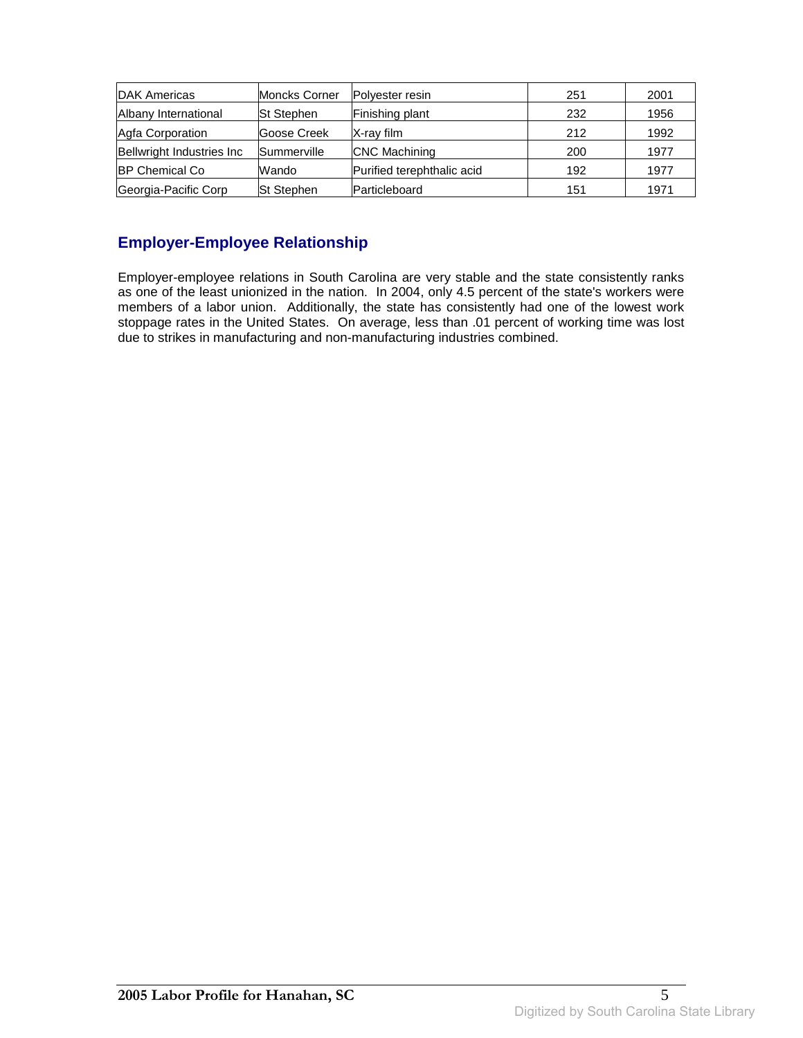| DAK Americas | Moncks Corner | Polyester resin | 251 | 2001 |
|---|---|---|---|---|
| Albany International | St Stephen | Finishing plant | 232 | 1956 |
| Agfa Corporation | Goose Creek | X-ray film | 212 | 1992 |
| Bellwright Industries Inc | Summerville | CNC Machining | 200 | 1977 |
| BP Chemical Co | Wando | Purified terephthalic acid | 192 | 1977 |
| Georgia-Pacific Corp | St Stephen | Particleboard | 151 | 1971 |

## Employer-Employee Relationship

Employer-employee relations in South Carolina are very stable and the state consistently ranks as one of the least unionized in the nation. In 2004, only 4.5 percent of the state's workers were members of a labor union. Additionally, the state has consistently had one of the lowest work stoppage rates in the United States. On average, less than .01 percent of working time was lost due to strikes in manufacturing and non-manufacturing industries combined.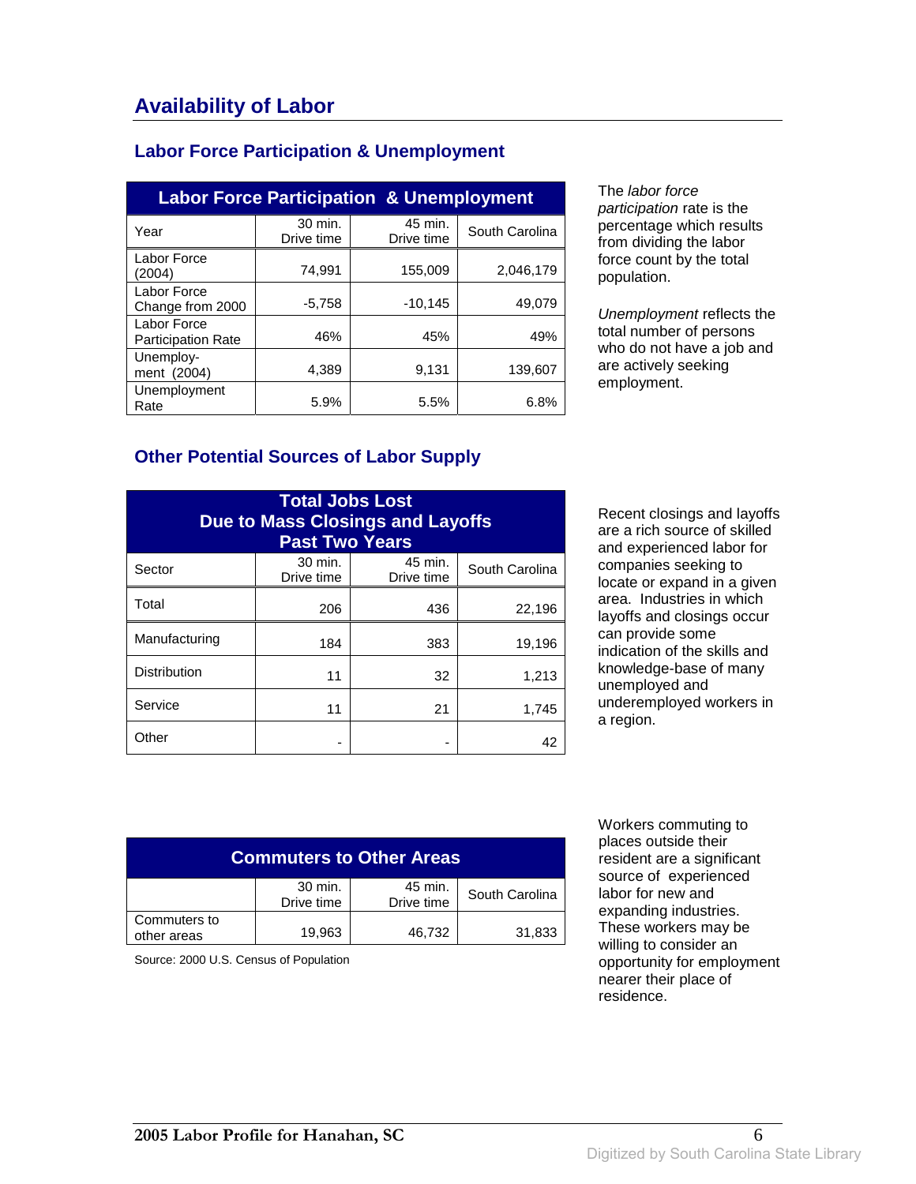# Availability of Labor

## Labor Force Participation & Unemployment

| Labor Force Participation & Unemployment | | | |
|---|---|---|---|
| Year | 30 min. Drive time | 45 min. Drive time | South Carolina |
| Labor Force (2004) | 74,991 | 155,009 | 2,046,179 |
| Labor Force Change from 2000 | -5,758 | -10,145 | 49,079 |
| Labor Force Participation Rate | 46% | 45% | 49% |
| Unemploy-ment (2004) | 4,389 | 9,131 | 139,607 |
| Unemployment Rate | 5.9% | 5.5% | 6.8% |

The *labor force participation* rate is the percentage which results from dividing the labor force count by the total population.

*Unemployment* reflects the total number of persons who do not have a job and are actively seeking employment.

## Other Potential Sources of Labor Supply

| Total Jobs Lost Due to Mass Closings and Layoffs Past Two Years | | | |
|---|---|---|---|
| Sector | 30 min. Drive time | 45 min. Drive time | South Carolina |
| Total | 206 | 436 | 22,196 |
| Manufacturing | 184 | 383 | 19,196 |
| Distribution | 11 | 32 | 1,213 |
| Service | 11 | 21 | 1,745 |
| Other | - | - | 42 |

Recent closings and layoffs are a rich source of skilled and experienced labor for companies seeking to locate or expand in a given area. Industries in which layoffs and closings occur can provide some indication of the skills and knowledge-base of many unemployed and underemployed workers in a region.

| Commuters to Other Areas | | | |
|---|---|---|---|
| | 30 min. Drive time | 45 min. Drive time | South Carolina |
| Commuters to other areas | 19,963 | 46,732 | 31,833 |

Source: 2000 U.S. Census of Population

Workers commuting to places outside their resident are a significant source of experienced labor for new and expanding industries. These workers may be willing to consider an opportunity for employment nearer their place of residence.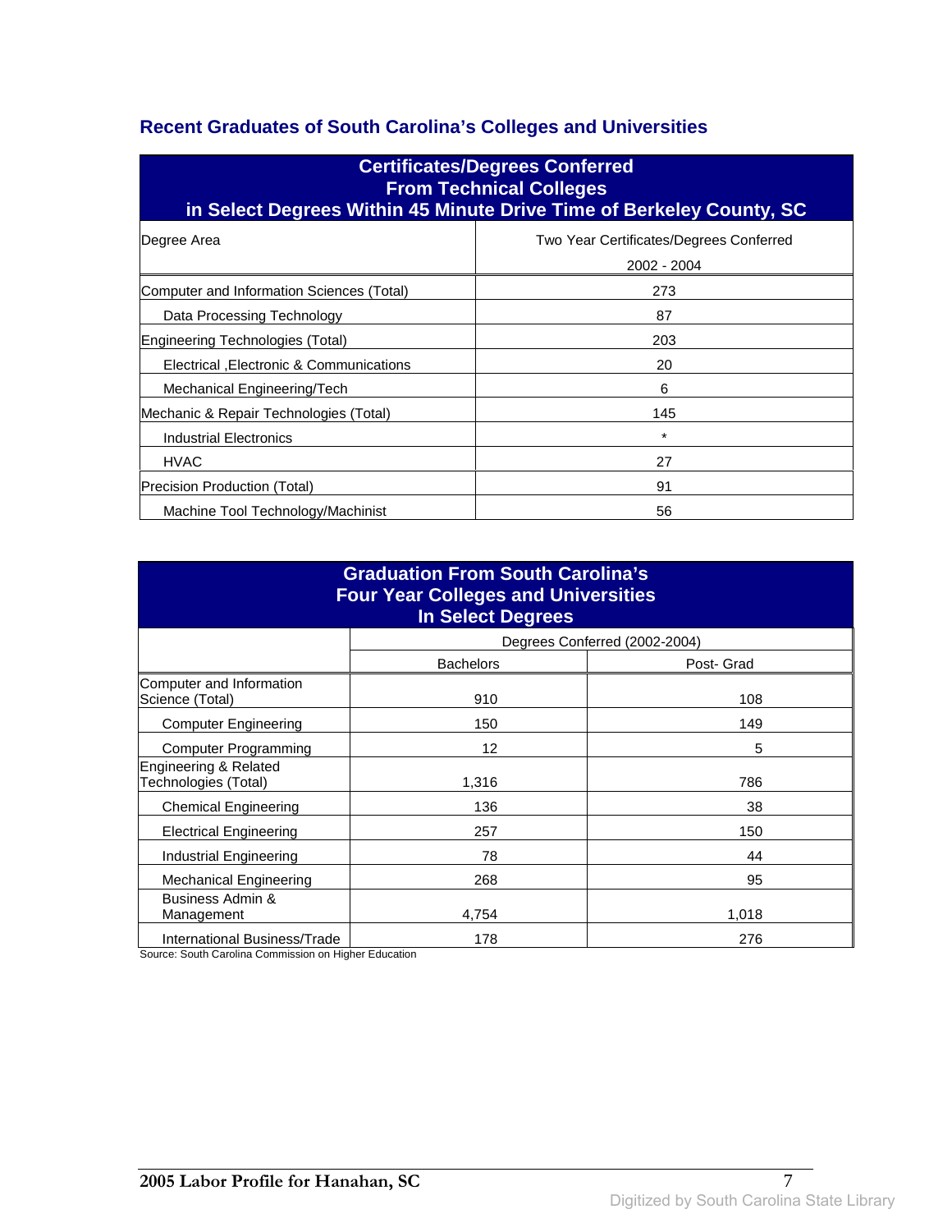## Recent Graduates of South Carolina's Colleges and Universities

| Certificates/Degrees Conferred From Technical Colleges in Select Degrees Within 45 Minute Drive Time of Berkeley County, SC | |
|---|---|
| Degree Area | Two Year Certificates/Degrees Conferred 2002 - 2004 |
| Computer and Information Sciences (Total) | 273 |
| Data Processing Technology | 87 |
| Engineering Technologies (Total) | 203 |
| Electrical ,Electronic & Communications | 20 |
| Mechanical Engineering/Tech | 6 |
| Mechanic & Repair Technologies (Total) | 145 |
| Industrial Electronics | * |
| HVAC | 27 |
| Precision Production (Total) | 91 |
| Machine Tool Technology/Machinist | 56 |

| Graduation From South Carolina's Four Year Colleges and Universities In Select Degrees | | |
|---|---|---|
| | Degrees Conferred (2002-2004) | |
| | Bachelors | Post- Grad |
| Computer and Information Science (Total) | 910 | 108 |
| Computer Engineering | 150 | 149 |
| Computer Programming | 12 | 5 |
| Engineering & Related Technologies (Total) | 1,316 | 786 |
| Chemical Engineering | 136 | 38 |
| Electrical Engineering | 257 | 150 |
| Industrial Engineering | 78 | 44 |
| Mechanical Engineering | 268 | 95 |
| Business Admin & Management | 4,754 | 1,018 |
| International Business/Trade | 178 | 276 |

Source: South Carolina Commission on Higher Education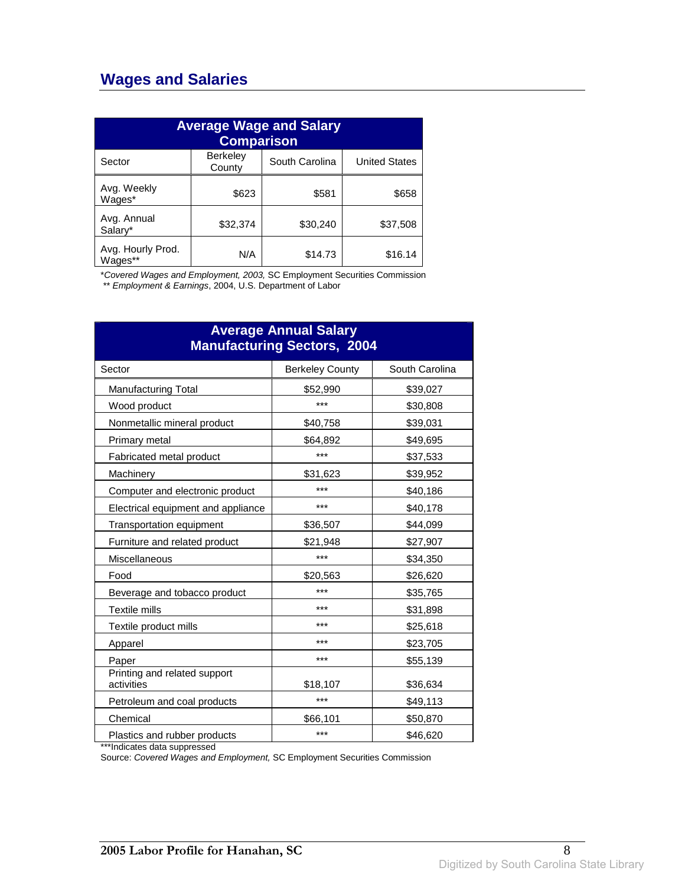## Wages and Salaries

| Average Wage and Salary Comparison | | | |
|---|---|---|---|
| Sector | Berkeley County | South Carolina | United States |
| Avg. Weekly Wages* | $623 | $581 | $658 |
| Avg. Annual Salary* | $32,374 | $30,240 | $37,508 |
| Avg. Hourly Prod. Wages** | N/A | $14.73 | $16.14 |

*Covered Wages and Employment, 2003,* SC Employment Securities Commission
** *Employment & Earnings*, 2004, U.S. Department of Labor

| Average Annual Salary Manufacturing Sectors, 2004 | | |
|---|---|---|
| Sector | Berkeley County | South Carolina |
| Manufacturing Total | $52,990 | $39,027 |
| Wood product | *** | $30,808 |
| Nonmetallic mineral product | $40,758 | $39,031 |
| Primary metal | $64,892 | $49,695 |
| Fabricated metal product | *** | $37,533 |
| Machinery | $31,623 | $39,952 |
| Computer and electronic product | *** | $40,186 |
| Electrical equipment and appliance | *** | $40,178 |
| Transportation equipment | $36,507 | $44,099 |
| Furniture and related product | $21,948 | $27,907 |
| Miscellaneous | *** | $34,350 |
| Food | $20,563 | $26,620 |
| Beverage and tobacco product | *** | $35,765 |
| Textile mills | *** | $31,898 |
| Textile product mills | *** | $25,618 |
| Apparel | *** | $23,705 |
| Paper | *** | $55,139 |
| Printing and related support activities | $18,107 | $36,634 |
| Petroleum and coal products | *** | $49,113 |
| Chemical | $66,101 | $50,870 |
| Plastics and rubber products | *** | $46,620 |

***Indicates data suppressed
Source: *Covered Wages and Employment,* SC Employment Securities Commission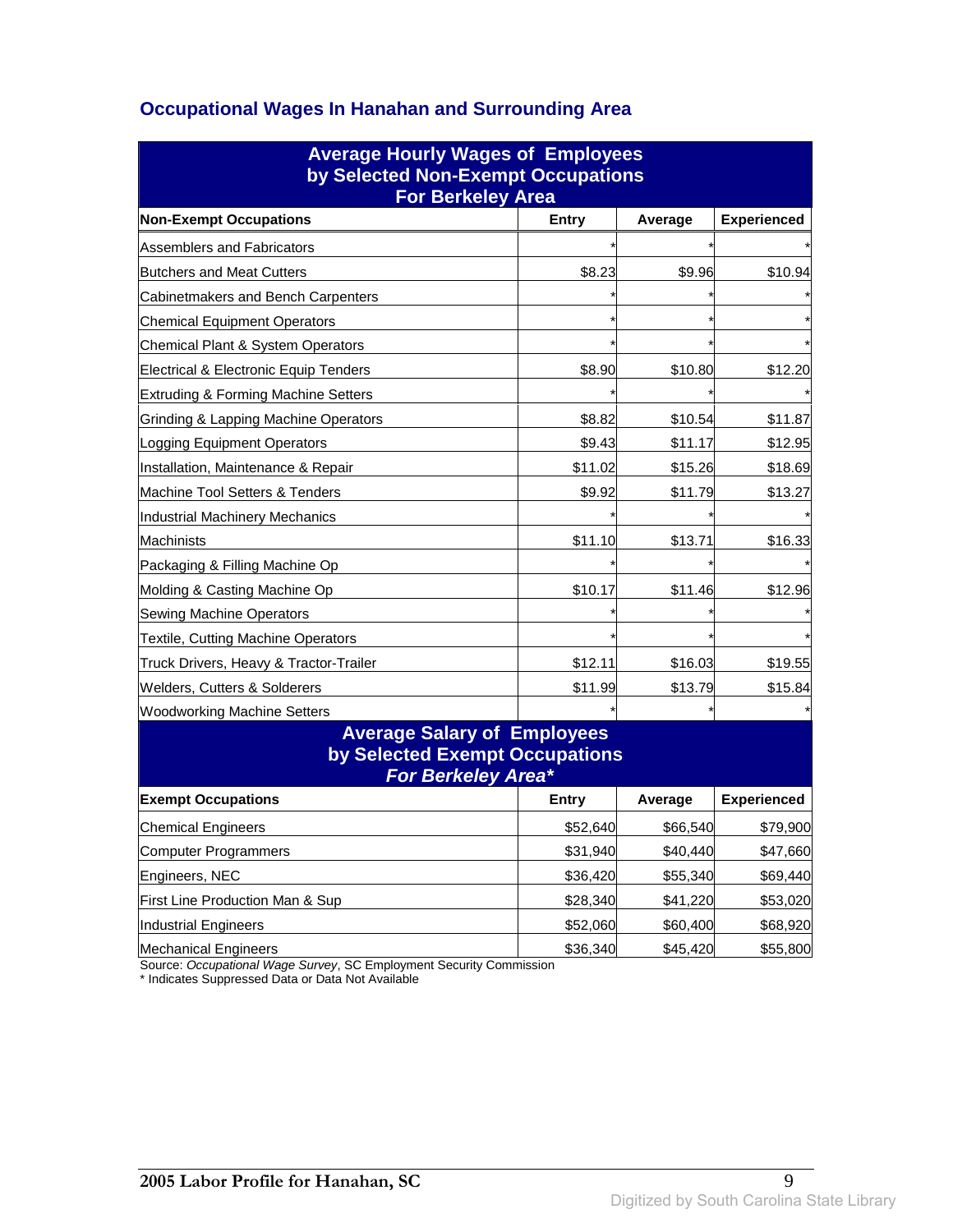## Occupational Wages In Hanahan and Surrounding Area

**Average Hourly Wages of Employees by Selected Non-Exempt Occupations For Berkeley Area**

| Non-Exempt Occupations | Entry | Average | Experienced |
|---|---|---|---|
| Assemblers and Fabricators | * | * | * |
| Butchers and Meat Cutters | $8.23 | $9.96 | $10.94 |
| Cabinetmakers and Bench Carpenters | * | * | * |
| Chemical Equipment Operators | * | * | * |
| Chemical Plant & System Operators | * | * | * |
| Electrical & Electronic Equip Tenders | $8.90 | $10.80 | $12.20 |
| Extruding & Forming Machine Setters | * | * | * |
| Grinding & Lapping Machine Operators | $8.82 | $10.54 | $11.87 |
| Logging Equipment Operators | $9.43 | $11.17 | $12.95 |
| Installation, Maintenance & Repair | $11.02 | $15.26 | $18.69 |
| Machine Tool Setters & Tenders | $9.92 | $11.79 | $13.27 |
| Industrial Machinery Mechanics | * | * | * |
| Machinists | $11.10 | $13.71 | $16.33 |
| Packaging & Filling Machine Op | * | * | * |
| Molding & Casting Machine Op | $10.17 | $11.46 | $12.96 |
| Sewing Machine Operators | * | * | * |
| Textile, Cutting Machine Operators | * | * | * |
| Truck Drivers, Heavy & Tractor-Trailer | $12.11 | $16.03 | $19.55 |
| Welders, Cutters & Solderers | $11.99 | $13.79 | $15.84 |
| Woodworking Machine Setters | * | * | * |

**Average Salary of Employees by Selected Exempt Occupations *For Berkeley Area****

| Exempt Occupations | Entry | Average | Experienced |
|---|---|---|---|
| Chemical Engineers | $52,640 | $66,540 | $79,900 |
| Computer Programmers | $31,940 | $40,440 | $47,660 |
| Engineers, NEC | $36,420 | $55,340 | $69,440 |
| First Line Production Man & Sup | $28,340 | $41,220 | $53,020 |
| Industrial Engineers | $52,060 | $60,400 | $68,920 |
| Mechanical Engineers | $36,340 | $45,420 | $55,800 |

Source: *Occupational Wage Survey*, SC Employment Security Commission
* Indicates Suppressed Data or Data Not Available